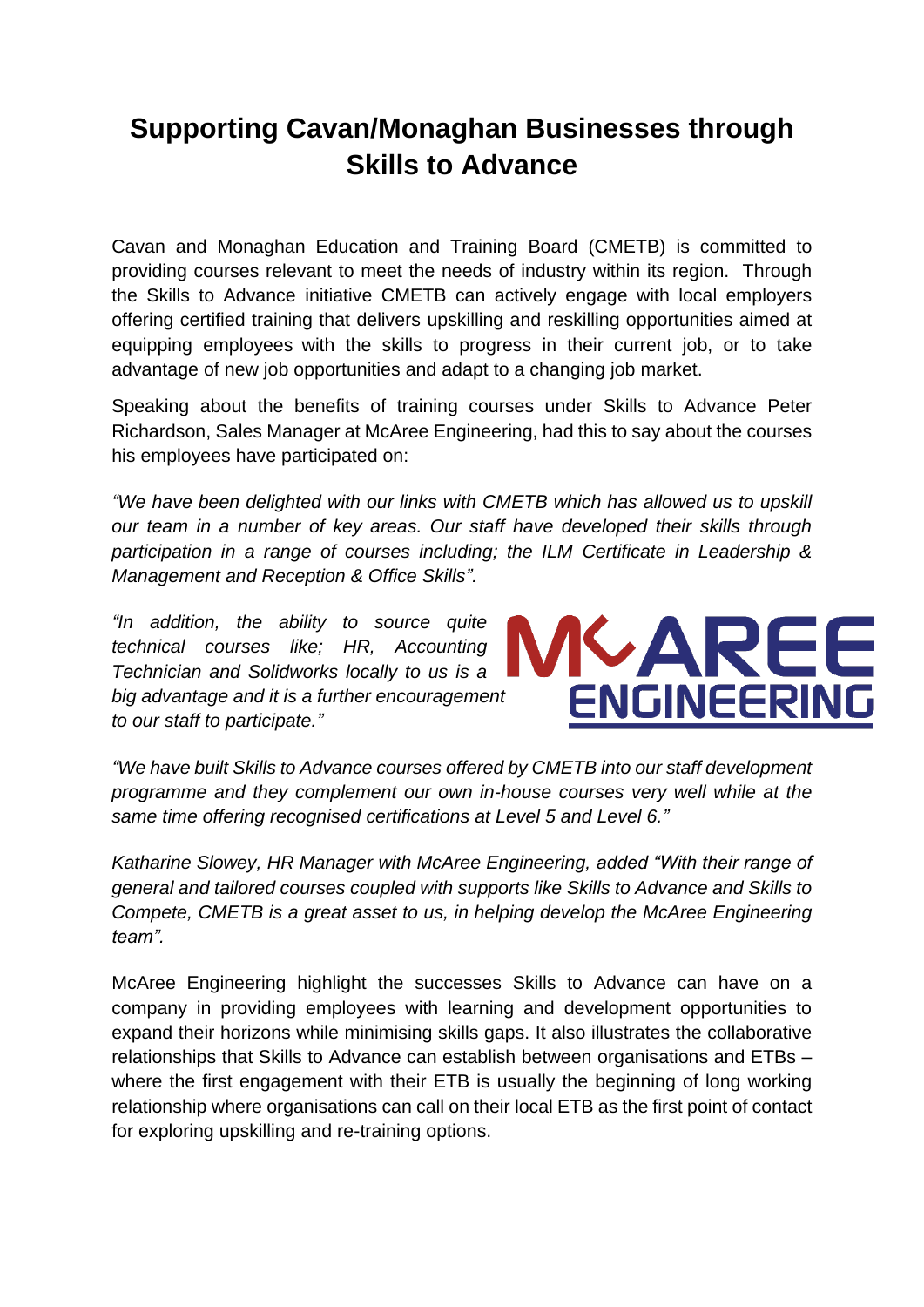# Supporting Cavan/Monaghan Businesses through Skills to Advance

Cavan and Monaghan Education and Training Board (CMETB) is committed to providing courses relevant to meet the needs of industry within its region. Through the Skills to Advance initiative CMETB can actively engage with local employers offering certified training that delivers upskilling and reskilling opportunities aimed at equipping employees with the skills to progress in their current job, or to take advantage of new job opportunities and adapt to a changing job market.

Speaking about the benefits of training courses under Skills to Advance Peter Richardson, Sales Manager at McAree Engineering, had this to say about the courses his employees have participated on:

*"We have been delighted with our links with CMETB which has allowed us to upskill our team in a number of key areas. Our staff have developed their skills through participation in a range of courses including; the ILM Certificate in Leadership & Management and Reception & Office Skills".*

*"In addition, the ability to source quite technical courses like; HR, Accounting Technician and Solidworks locally to us is a big advantage and it is a further encouragement to our staff to participate."*

*"We have built Skills to Advance courses offered by CMETB into our staff development programme and they complement our own in-house courses very well while at the same time offering recognised certifications at Level 5 and Level 6."*

*Katharine Slowey, HR Manager with McAree Engineering, added "With their range of general and tailored courses coupled with supports like Skills to Advance and Skills to Compete, CMETB is a great asset to us, in helping develop the McAree Engineering team".*

McAree Engineering highlight the successes Skills to Advance can have on a company in providing employees with learning and development opportunities to expand their horizons while minimising skills gaps. It also illustrates the collaborative relationships that Skills to Advance can establish between organisations and ETBs – where the first engagement with their ETB is usually the beginning of long working relationship where organisations can call on their local ETB as the first point of contact for exploring upskilling and re-training options.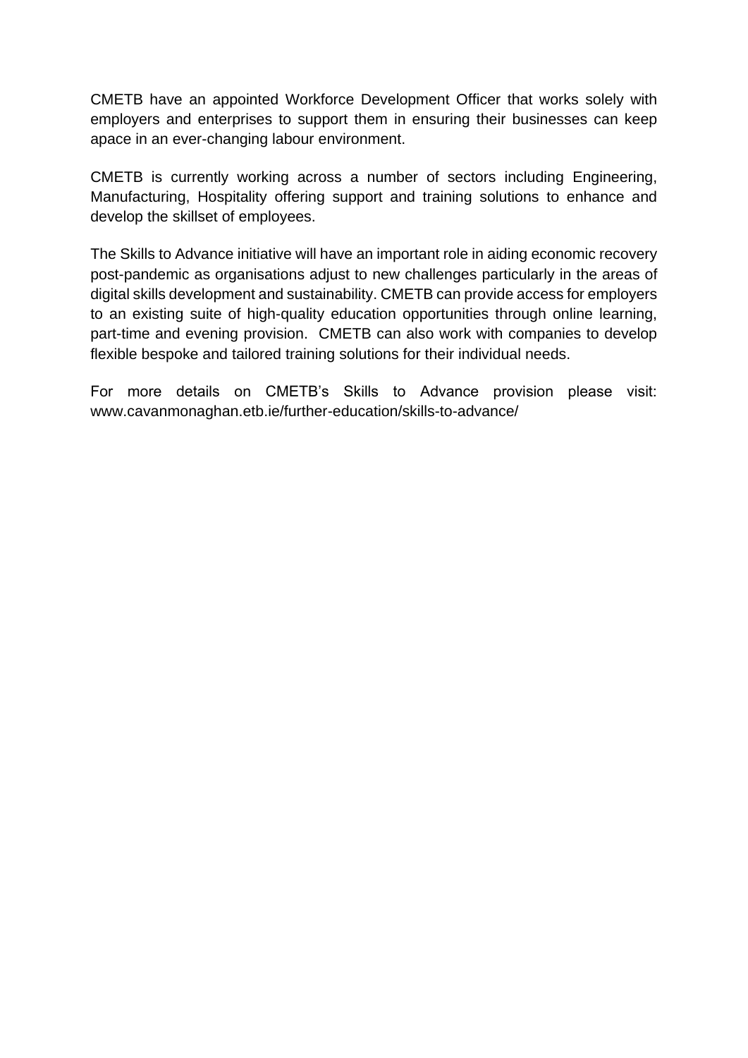CMETB have an appointed Workforce Development Officer that works solely with employers and enterprises to support them in ensuring their businesses can keep apace in an ever-changing labour environment.

CMETB is currently working across a number of sectors including Engineering, Manufacturing, Hospitality offering support and training solutions to enhance and develop the skillset of employees.

The Skills to Advance initiative will have an important role in aiding economic recovery post-pandemic as organisations adjust to new challenges particularly in the areas of digital skills development and sustainability. CMETB can provide access for employers to an existing suite of high-quality education opportunities through online learning, part-time and evening provision. CMETB can also work with companies to develop flexible bespoke and tailored training solutions for their individual needs.

For more details on CMETB's Skills to Advance provision please visit: www.cavanmonaghan.etb.ie/further-education/skills-to-advance/